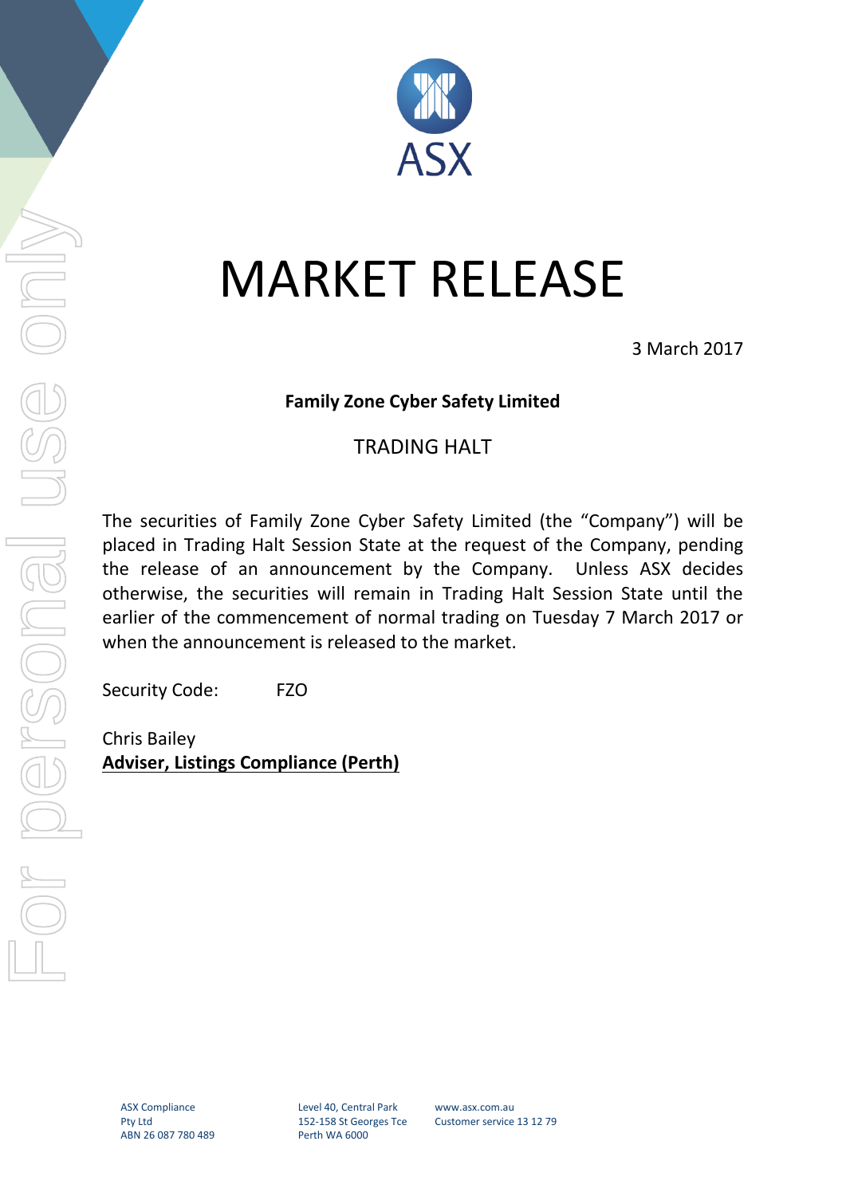# MARKET RELEASE

3 March 2017

**Family Zone Cyber Safety Limited**

TRADING HALT

The securities of Family Zone Cyber Safety Limited (the "Company") will be placed in Trading Halt Session State at the request of the Company, pending the release of an announcement by the Company. Unless ASX decides otherwise, the securities will remain in Trading Halt Session State until the earlier of the commencement of normal trading on Tuesday 7 March 2017 or when the announcement is released to the market.

Security Code: FZO

Chris Bailey
**Adviser, Listings Compliance (Perth)**

ASX Compliance Pty Ltd
ABN 26 087 780 489

Level 40, Central Park
152-158 St Georges Tce
Perth WA 6000

www.asx.com.au
Customer service 13 12 79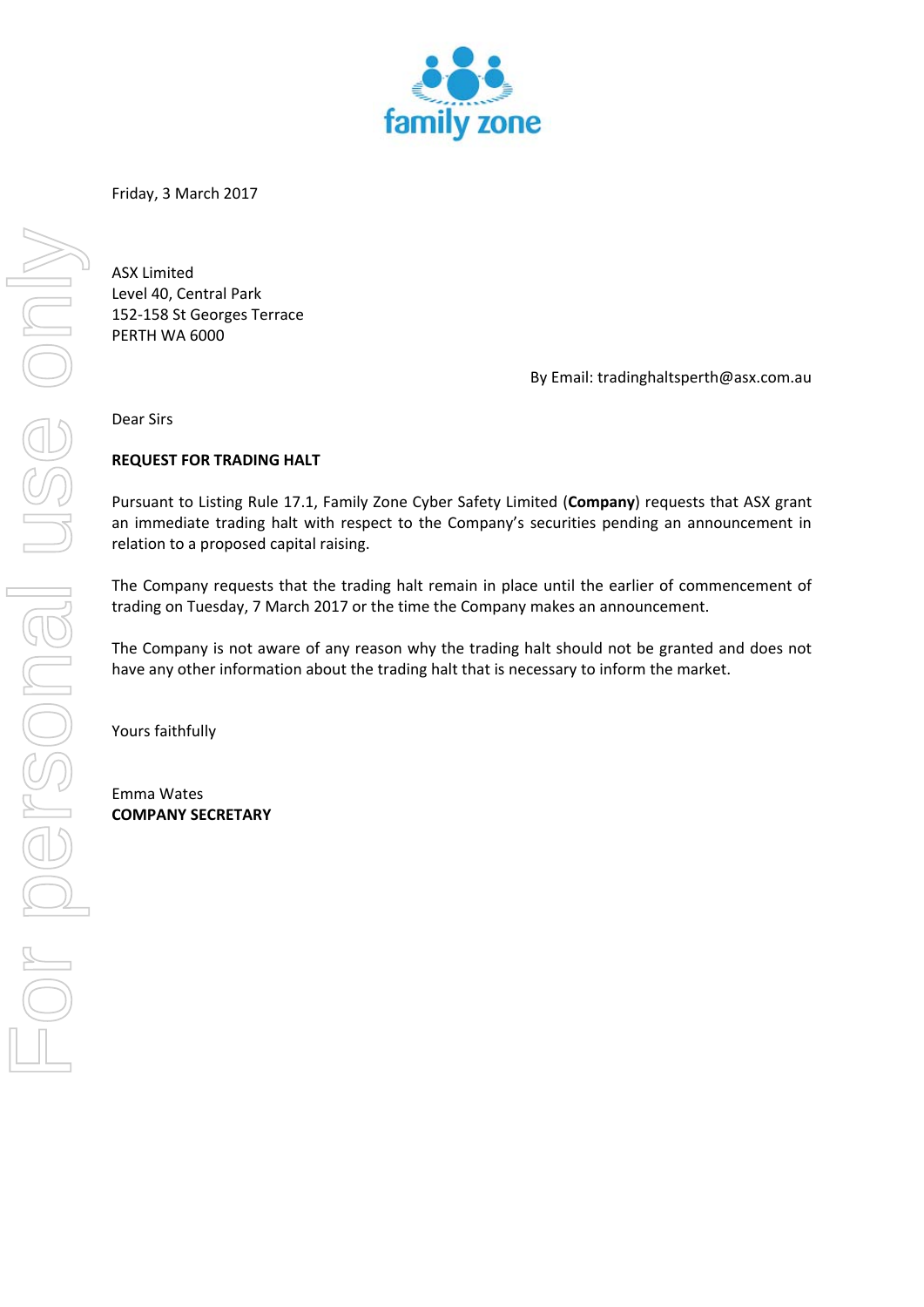family zone

Friday, 3 March 2017

ASX Limited
Level 40, Central Park
152-158 St Georges Terrace
PERTH WA 6000

By Email: tradinghaltsperth@asx.com.au

Dear Sirs

**REQUEST FOR TRADING HALT**

Pursuant to Listing Rule 17.1, Family Zone Cyber Safety Limited (**Company**) requests that ASX grant an immediate trading halt with respect to the Company's securities pending an announcement in relation to a proposed capital raising.

The Company requests that the trading halt remain in place until the earlier of commencement of trading on Tuesday, 7 March 2017 or the time the Company makes an announcement.

The Company is not aware of any reason why the trading halt should not be granted and does not have any other information about the trading halt that is necessary to inform the market.

Yours faithfully

Emma Wates
**COMPANY SECRETARY**